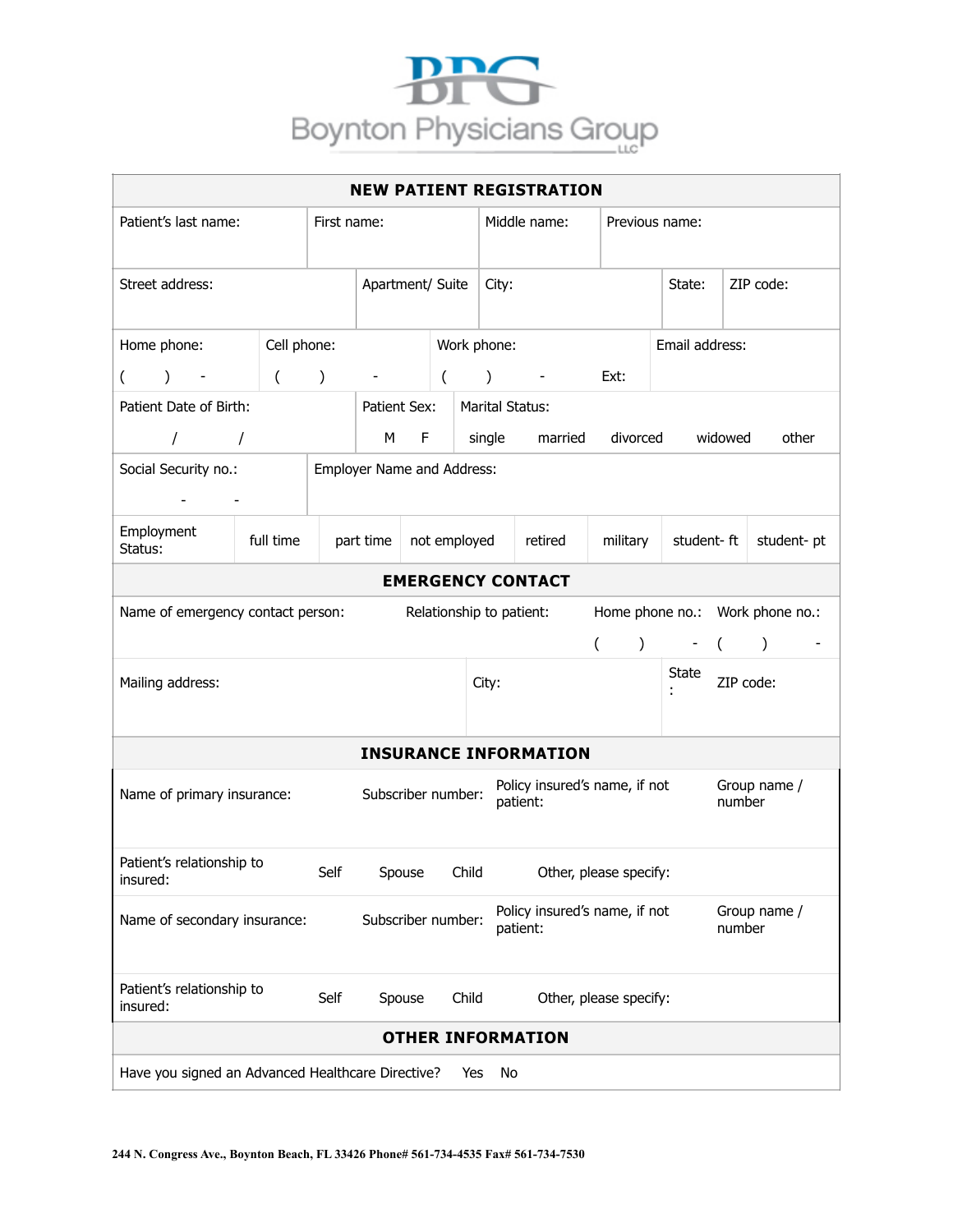# Boynton Physicians Group

## NEW PATIENT REGISTRATION

| Patient's last name: | First name: | Middle name: | Previous name: |
|---|---|---|---|
| | | | |

| Street address: | Apartment/ Suite | City: | State: | ZIP code: |
|---|---|---|---|---|
| | | | | |

| Home phone: | Cell phone: | Work phone: | Email address: |
|---|---|---|---|
| ( ) - | ( ) - | ( ) - Ext: | |

| Patient Date of Birth: | Patient Sex: | Marital Status: |
|---|---|---|
| / / | M F | single married divorced widowed other |

| Social Security no.: | Employer Name and Address: |
|---|---|
| - - | |

| Employment Status: | full time | part time | not employed | retired | military | student- ft | student- pt |
|---|---|---|---|---|---|---|---|

## EMERGENCY CONTACT

| Name of emergency contact person: | Relationship to patient: | Home phone no.: | Work phone no.: |
|---|---|---|---|
| | | ( ) - | ( ) - |

| Mailing address: | City: | State: | ZIP code: |
|---|---|---|---|
| | | | |

## INSURANCE INFORMATION

| Name of primary insurance: | Subscriber number: | Policy insured's name, if not patient: | Group name / number |
|---|---|---|---|
| | | | |
| Patient's relationship to insured: | Self Spouse Child | Other, please specify: | |
| Name of secondary insurance: | Subscriber number: | Policy insured's name, if not patient: | Group name / number |
| | | | |
| Patient's relationship to insured: | Self Spouse Child | Other, please specify: | |

## OTHER INFORMATION

Have you signed an Advanced Healthcare Directive? Yes No

**244 N. Congress Ave., Boynton Beach, FL 33426 Phone# 561-734-4535 Fax# 561-734-7530**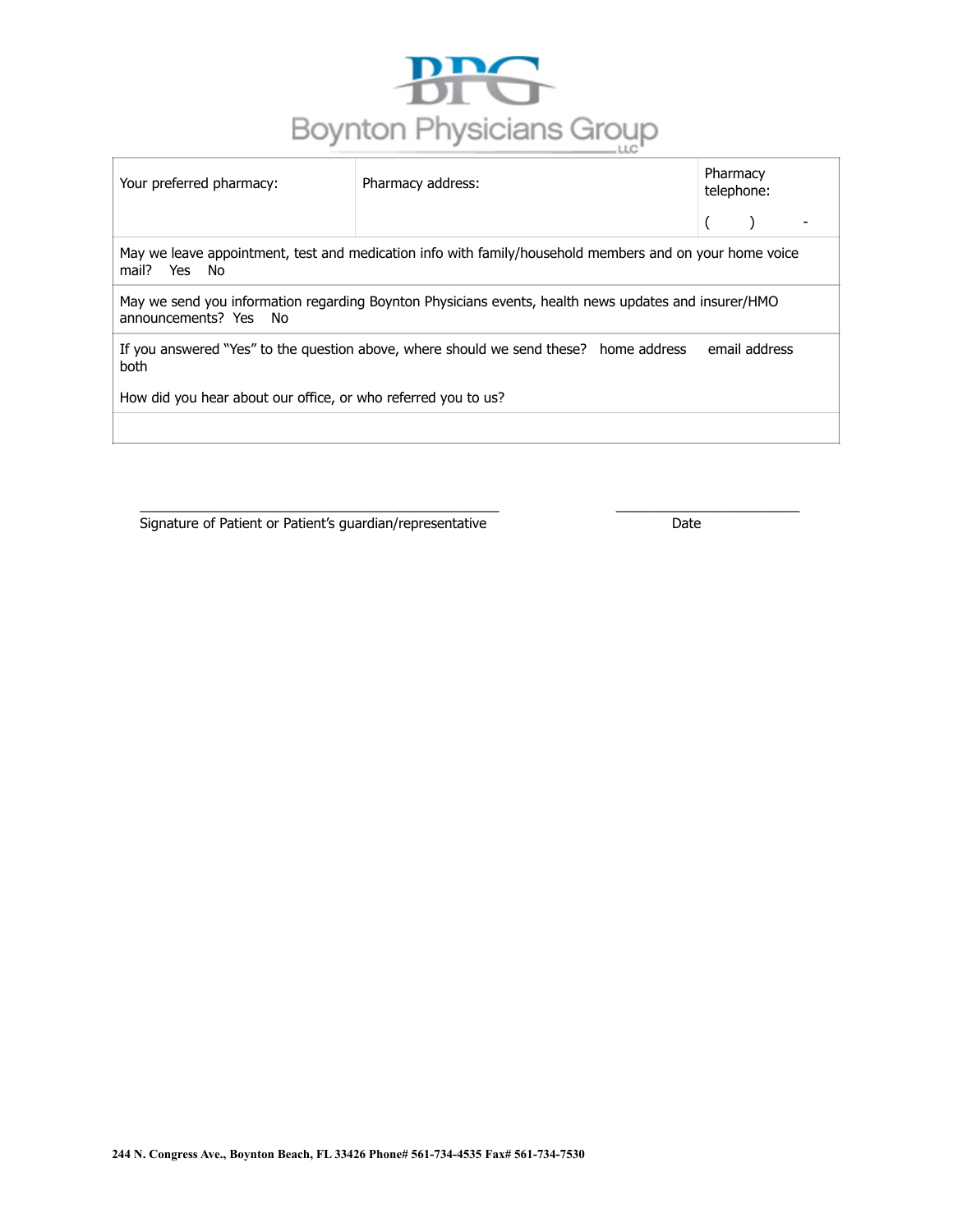# Boynton Physicians Group

| Your preferred pharmacy: | Pharmacy address: | Pharmacy telephone: ( ) - |
|---|---|---|
| May we leave appointment, test and medication info with family/household members and on your home voice mail? Yes No | | |
| May we send you information regarding Boynton Physicians events, health news updates and insurer/HMO announcements? Yes No | | |
| If you answered "Yes" to the question above, where should we send these? home address email address both<br><br>How did you hear about our office, or who referred you to us? | | |
| | | |

_______________________________________________ Signature of Patient or Patient's guardian/representative

________________________ Date

**244 N. Congress Ave., Boynton Beach, FL 33426 Phone# 561-734-4535 Fax# 561-734-7530**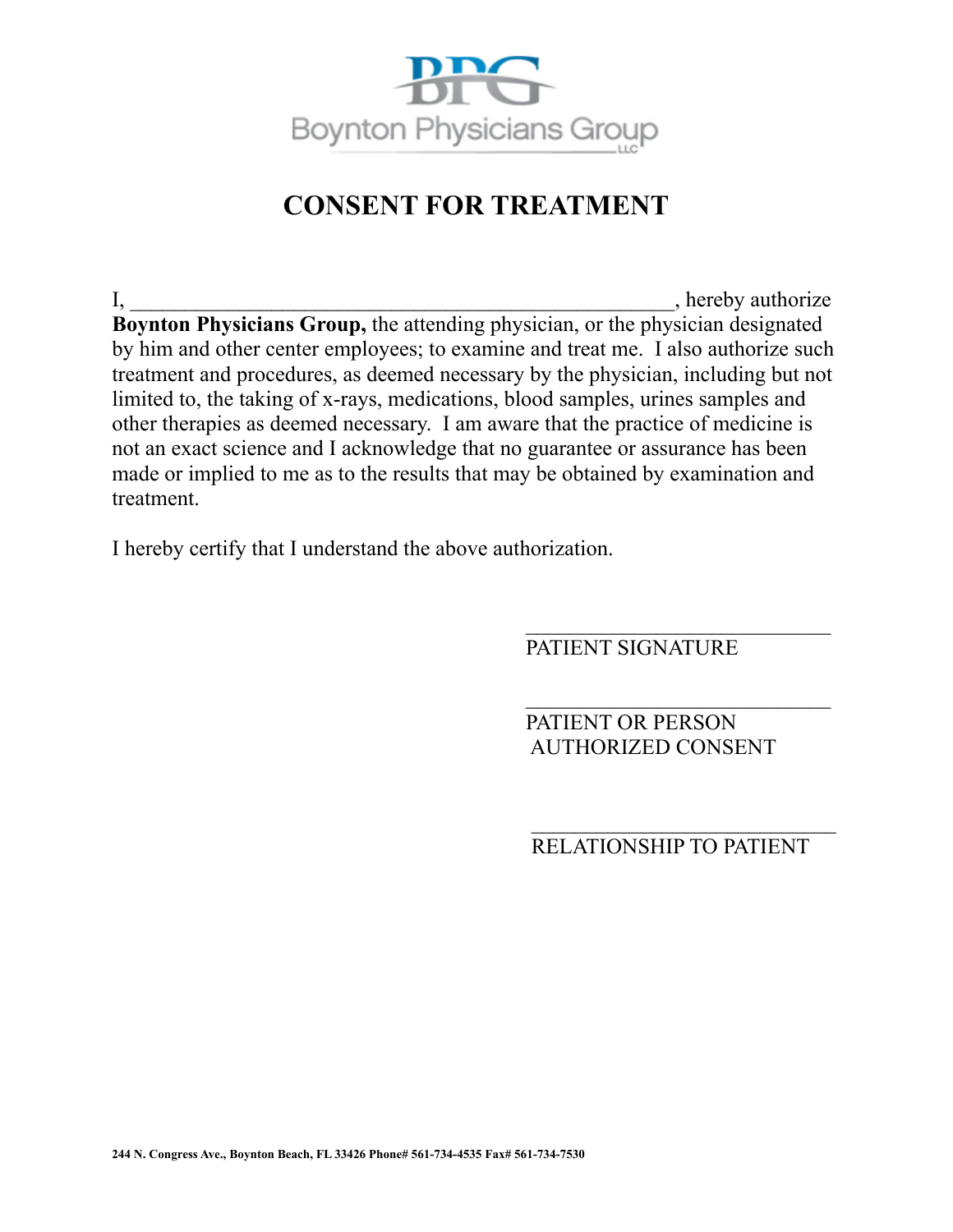Boynton Physicians Group LLC

# CONSENT FOR TREATMENT

I, ____________________________________________________, hereby authorize **Boynton Physicians Group,** the attending physician, or the physician designated by him and other center employees; to examine and treat me. I also authorize such treatment and procedures, as deemed necessary by the physician, including but not limited to, the taking of x-rays, medications, blood samples, urines samples and other therapies as deemed necessary. I am aware that the practice of medicine is not an exact science and I acknowledge that no guarantee or assurance has been made or implied to me as to the results that may be obtained by examination and treatment.

I hereby certify that I understand the above authorization.

______________________________
PATIENT SIGNATURE

______________________________
PATIENT OR PERSON AUTHORIZED CONSENT

______________________________
RELATIONSHIP TO PATIENT

**244 N. Congress Ave., Boynton Beach, FL 33426 Phone# 561-734-4535 Fax# 561-734-7530**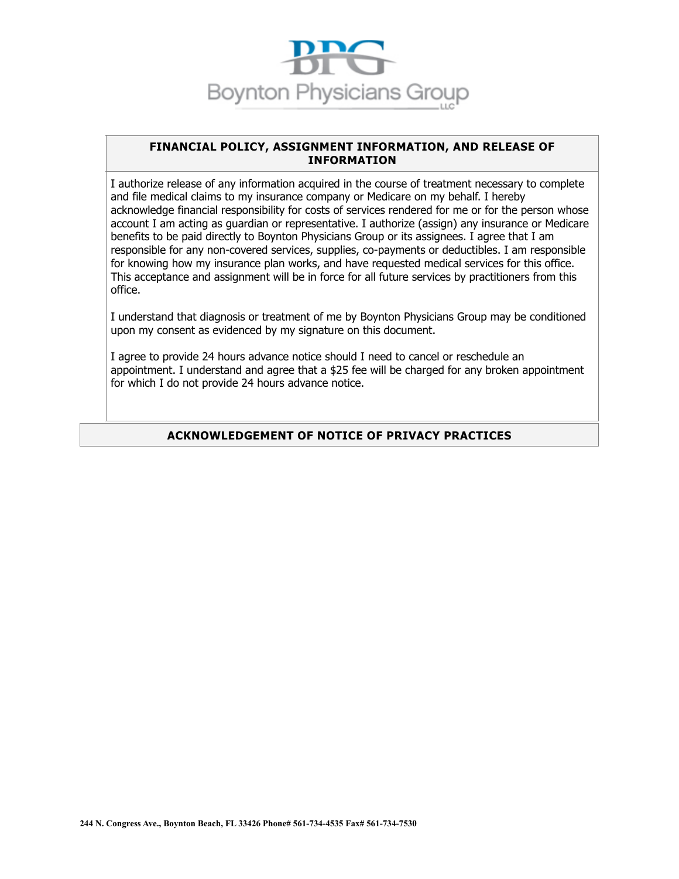# Boynton Physicians Group

## FINANCIAL POLICY, ASSIGNMENT INFORMATION, AND RELEASE OF INFORMATION

I authorize release of any information acquired in the course of treatment necessary to complete and file medical claims to my insurance company or Medicare on my behalf. I hereby acknowledge financial responsibility for costs of services rendered for me or for the person whose account I am acting as guardian or representative. I authorize (assign) any insurance or Medicare benefits to be paid directly to Boynton Physicians Group or its assignees. I agree that I am responsible for any non-covered services, supplies, co-payments or deductibles. I am responsible for knowing how my insurance plan works, and have requested medical services for this office. This acceptance and assignment will be in force for all future services by practitioners from this office.

I understand that diagnosis or treatment of me by Boynton Physicians Group may be conditioned upon my consent as evidenced by my signature on this document.

I agree to provide 24 hours advance notice should I need to cancel or reschedule an appointment. I understand and agree that a $25 fee will be charged for any broken appointment for which I do not provide 24 hours advance notice.

## ACKNOWLEDGEMENT OF NOTICE OF PRIVACY PRACTICES

244 N. Congress Ave., Boynton Beach, FL 33426 Phone# 561-734-4535 Fax# 561-734-7530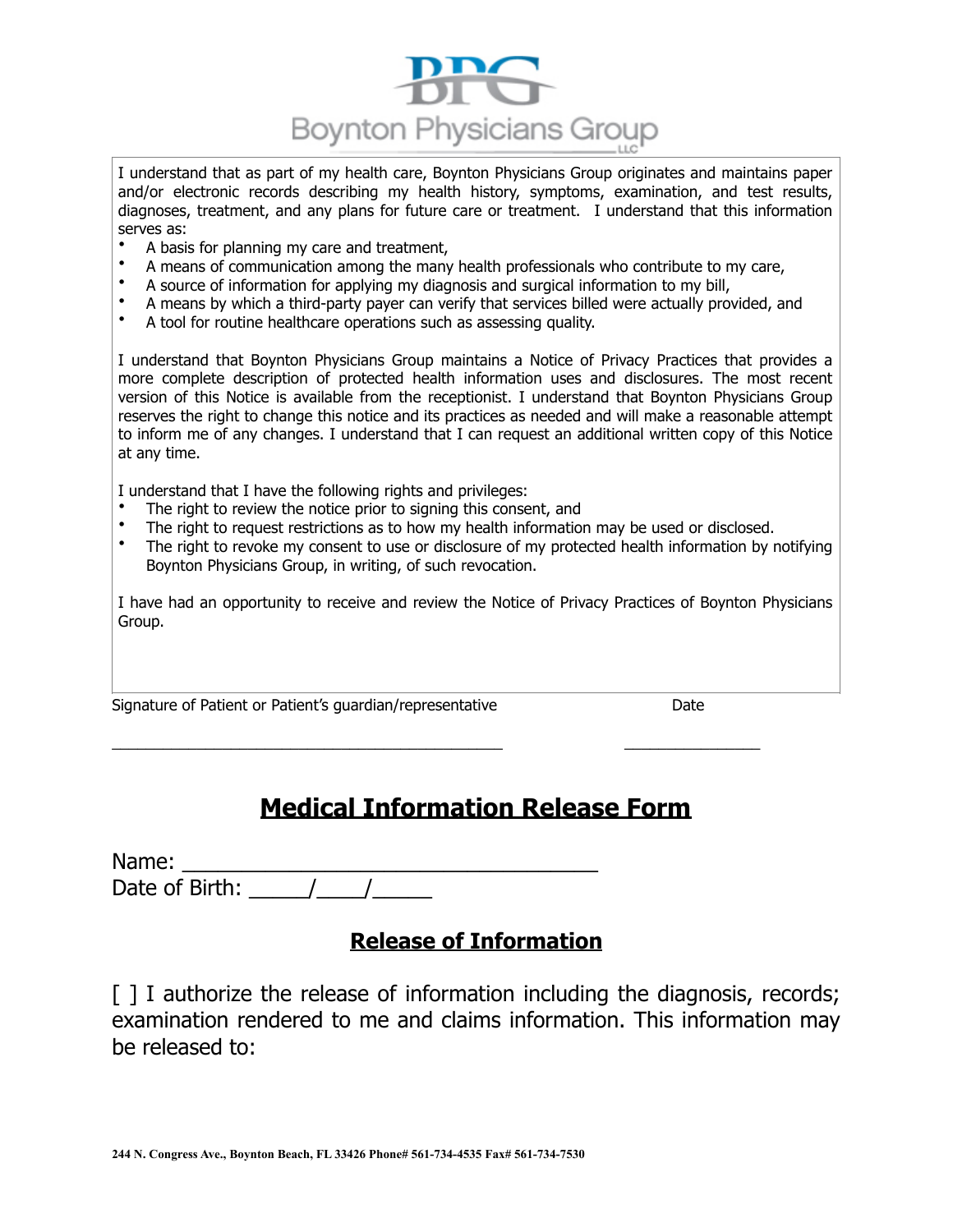Boynton Physicians Group LLC

I understand that as part of my health care, Boynton Physicians Group originates and maintains paper and/or electronic records describing my health history, symptoms, examination, and test results, diagnoses, treatment, and any plans for future care or treatment. I understand that this information serves as:

- A basis for planning my care and treatment,
- A means of communication among the many health professionals who contribute to my care,
- A source of information for applying my diagnosis and surgical information to my bill,
- A means by which a third-party payer can verify that services billed were actually provided, and
- A tool for routine healthcare operations such as assessing quality.

I understand that Boynton Physicians Group maintains a Notice of Privacy Practices that provides a more complete description of protected health information uses and disclosures. The most recent version of this Notice is available from the receptionist. I understand that Boynton Physicians Group reserves the right to change this notice and its practices as needed and will make a reasonable attempt to inform me of any changes. I understand that I can request an additional written copy of this Notice at any time.

I understand that I have the following rights and privileges:

- The right to review the notice prior to signing this consent, and
- The right to request restrictions as to how my health information may be used or disclosed.
- The right to revoke my consent to use or disclosure of my protected health information by notifying Boynton Physicians Group, in writing, of such revocation.

I have had an opportunity to receive and review the Notice of Privacy Practices of Boynton Physicians Group.

Signature of Patient or Patient's guardian/representative                    Date

_____________________________________________                _______________

# Medical Information Release Form

Name: ___________________________________

Date of Birth: _____/____/_____

## Release of Information

[ ] I authorize the release of information including the diagnosis, records; examination rendered to me and claims information. This information may be released to:

244 N. Congress Ave., Boynton Beach, FL 33426 Phone# 561-734-4535 Fax# 561-734-7530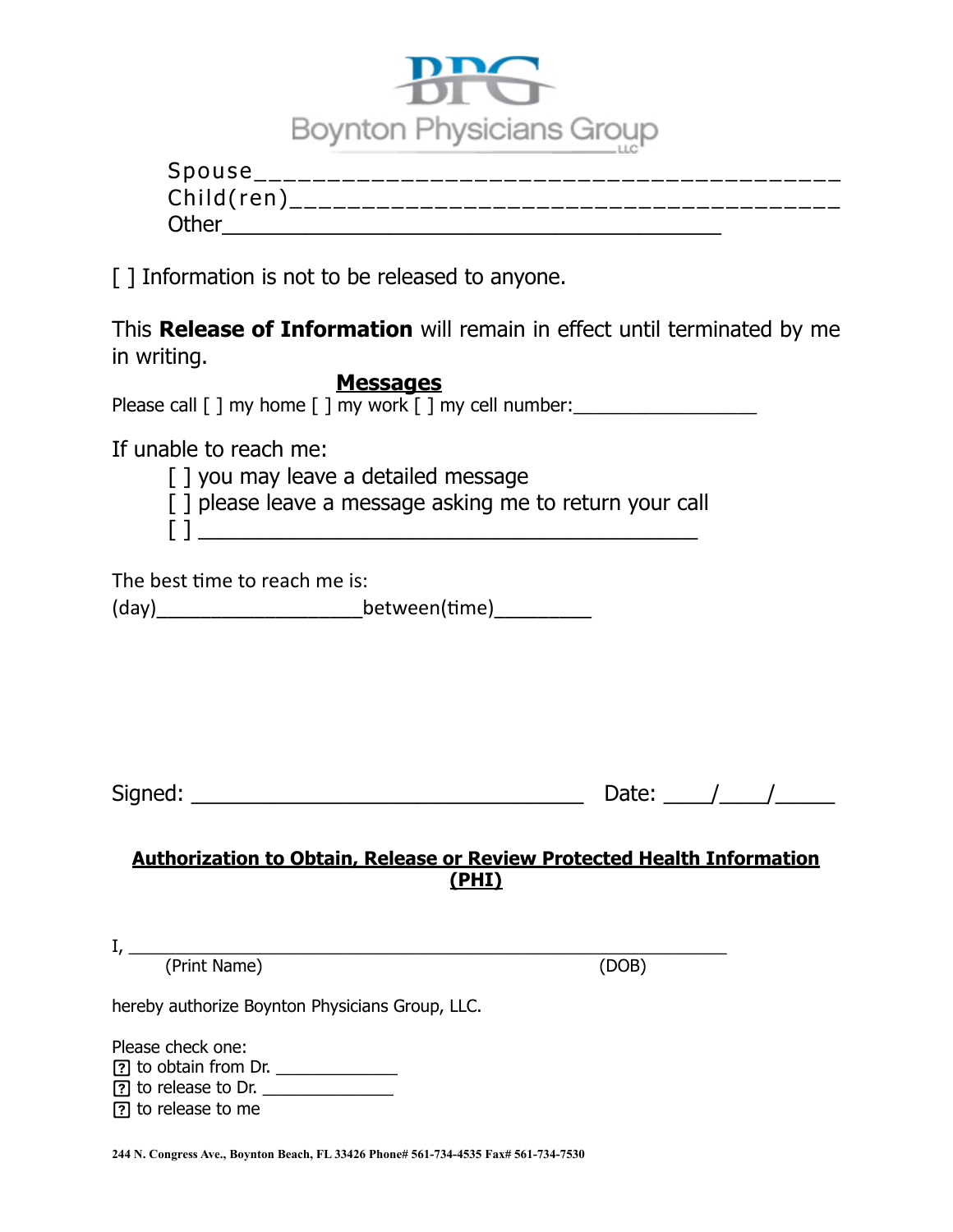BPG

Boynton Physicians Group LLC

Spouse_________________________________________
Child(ren)_______________________________________
Other___________________________________________

[ ] Information is not to be released to anyone.

This **Release of Information** will remain in effect until terminated by me in writing.

**Messages**

Please call [ ] my home [ ] my work [ ] my cell number:__________________

If unable to reach me:

[ ] you may leave a detailed message
[ ] please leave a message asking me to return your call
[ ] _____________________________________________

The best time to reach me is:
(day)____________________between(time)_________

Signed: ___________________________________ Date: ____/____/_____

**Authorization to Obtain, Release or Review Protected Health Information (PHI)**

I, ________________________________________________________
(Print Name) (DOB)

hereby authorize Boynton Physicians Group, LLC.

Please check one:
[?] to obtain from Dr. _____________
[?] to release to Dr. ______________
[?] to release to me

244 N. Congress Ave., Boynton Beach, FL 33426 Phone# 561-734-4535 Fax# 561-734-7530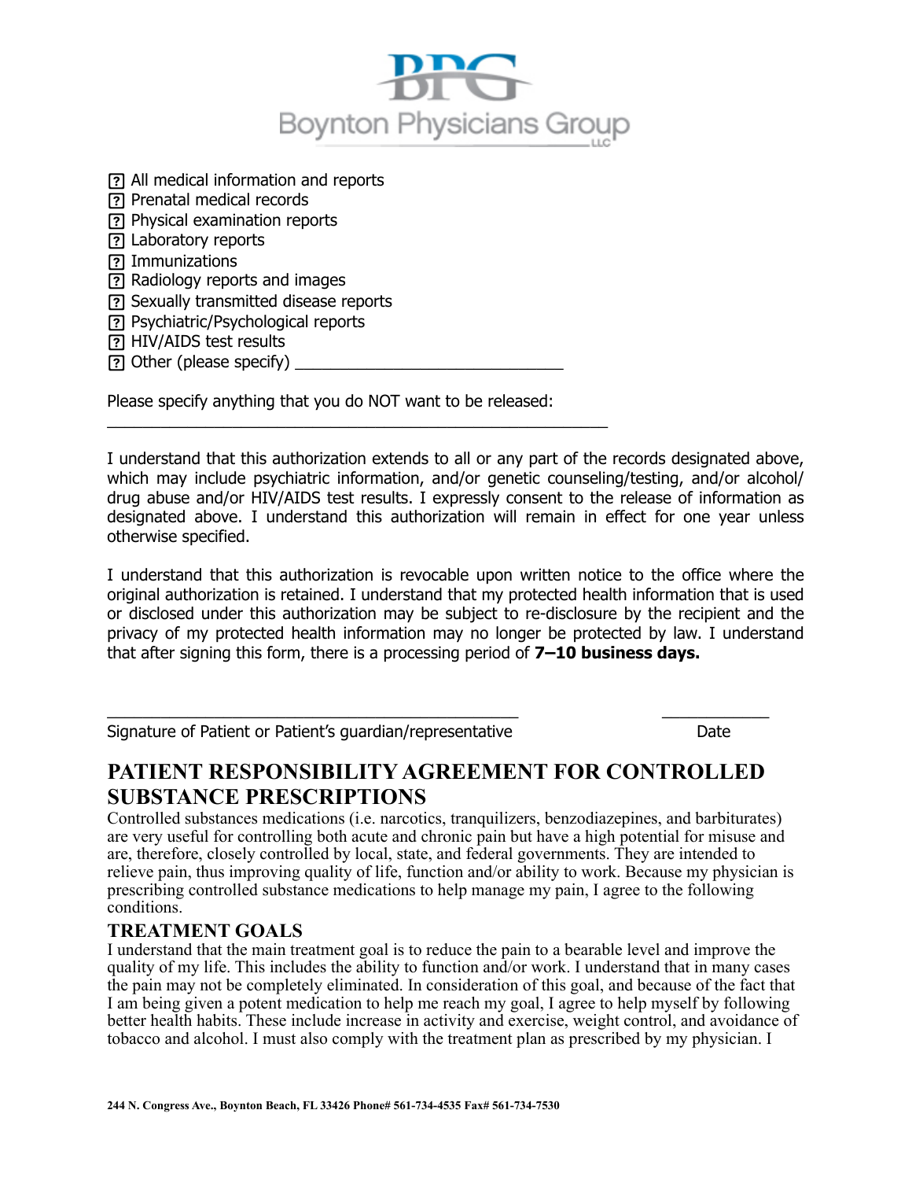Boynton Physicians Group LLC

- [?] All medical information and reports
- [?] Prenatal medical records
- [?] Physical examination reports
- [?] Laboratory reports
- [?] Immunizations
- [?] Radiology reports and images
- [?] Sexually transmitted disease reports
- [?] Psychiatric/Psychological reports
- [?] HIV/AIDS test results
- [?] Other (please specify) ______________________________

Please specify anything that you do NOT want to be released:
________________________________________________________

I understand that this authorization extends to all or any part of the records designated above, which may include psychiatric information, and/or genetic counseling/testing, and/or alcohol/drug abuse and/or HIV/AIDS test results. I expressly consent to the release of information as designated above. I understand this authorization will remain in effect for one year unless otherwise specified.

I understand that this authorization is revocable upon written notice to the office where the original authorization is retained. I understand that my protected health information that is used or disclosed under this authorization may be subject to re-disclosure by the recipient and the privacy of my protected health information may no longer be protected by law. I understand that after signing this form, there is a processing period of **7–10 business days.**

______________________________________________ ____________
Signature of Patient or Patient's guardian/representative Date

## PATIENT RESPONSIBILITY AGREEMENT FOR CONTROLLED SUBSTANCE PRESCRIPTIONS

Controlled substances medications (i.e. narcotics, tranquilizers, benzodiazepines, and barbiturates) are very useful for controlling both acute and chronic pain but have a high potential for misuse and are, therefore, closely controlled by local, state, and federal governments. They are intended to relieve pain, thus improving quality of life, function and/or ability to work. Because my physician is prescribing controlled substance medications to help manage my pain, I agree to the following conditions.

### TREATMENT GOALS

I understand that the main treatment goal is to reduce the pain to a bearable level and improve the quality of my life. This includes the ability to function and/or work. I understand that in many cases the pain may not be completely eliminated. In consideration of this goal, and because of the fact that I am being given a potent medication to help me reach my goal, I agree to help myself by following better health habits. These include increase in activity and exercise, weight control, and avoidance of tobacco and alcohol. I must also comply with the treatment plan as prescribed by my physician. I

244 N. Congress Ave., Boynton Beach, FL 33426 Phone# 561-734-4535 Fax# 561-734-7530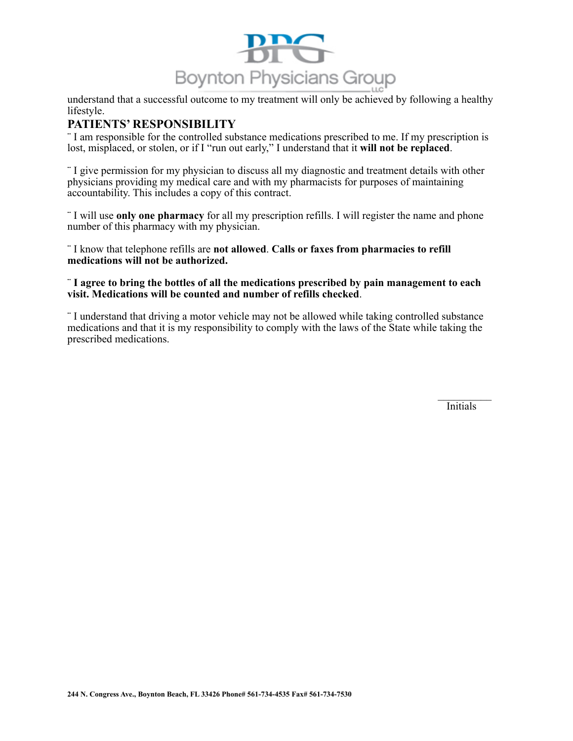understand that a successful outcome to my treatment will only be achieved by following a healthy lifestyle.

## PATIENTS' RESPONSIBILITY

¨ I am responsible for the controlled substance medications prescribed to me. If my prescription is lost, misplaced, or stolen, or if I "run out early," I understand that it **will not be replaced**.

¨ I give permission for my physician to discuss all my diagnostic and treatment details with other physicians providing my medical care and with my pharmacists for purposes of maintaining accountability. This includes a copy of this contract.

¨ I will use **only one pharmacy** for all my prescription refills. I will register the name and phone number of this pharmacy with my physician.

¨ I know that telephone refills are **not allowed**. **Calls or faxes from pharmacies to refill medications will not be authorized.**

¨ **I agree to bring the bottles of all the medications prescribed by pain management to each visit. Medications will be counted and number of refills checked**.

¨ I understand that driving a motor vehicle may not be allowed while taking controlled substance medications and that it is my responsibility to comply with the laws of the State while taking the prescribed medications.

__________
Initials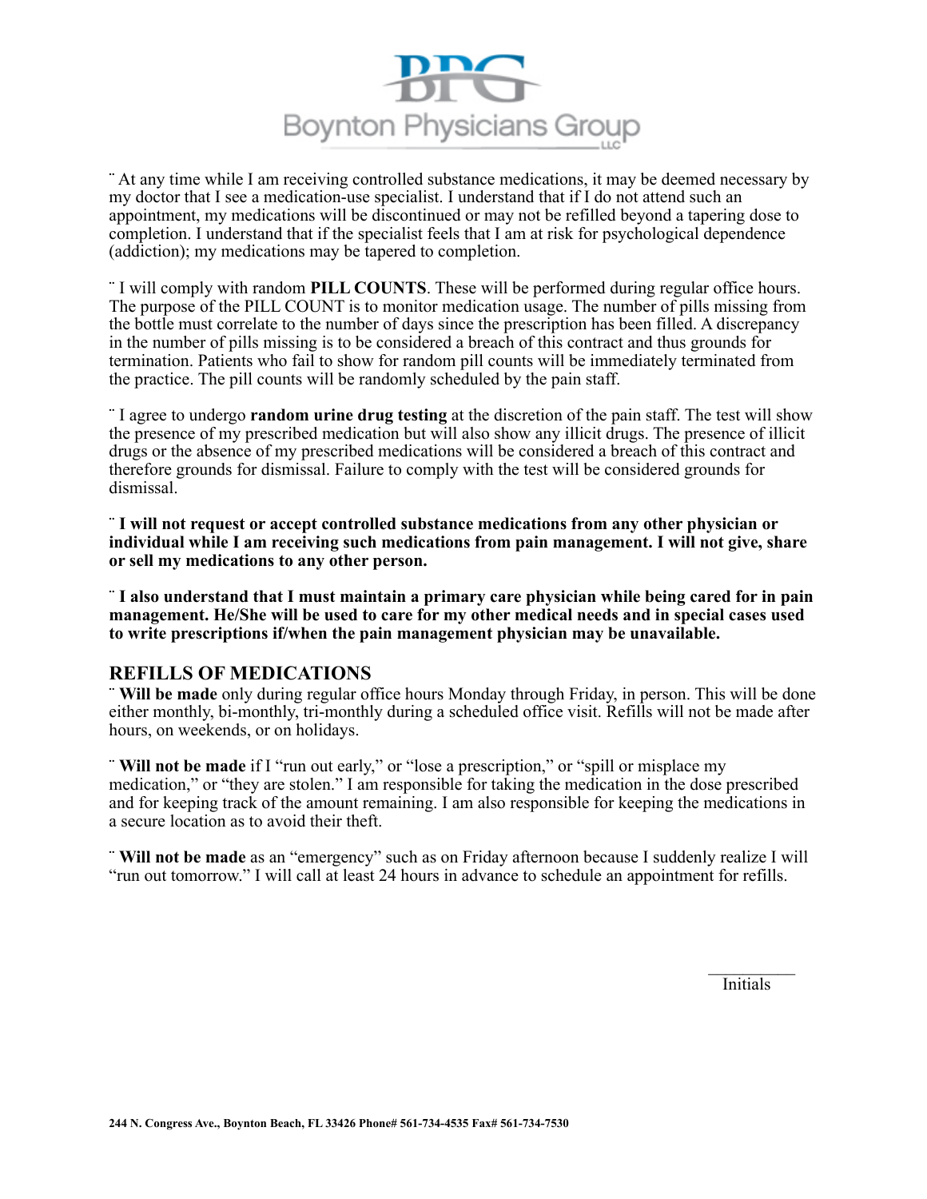¨ At any time while I am receiving controlled substance medications, it may be deemed necessary by my doctor that I see a medication-use specialist. I understand that if I do not attend such an appointment, my medications will be discontinued or may not be refilled beyond a tapering dose to completion. I understand that if the specialist feels that I am at risk for psychological dependence (addiction); my medications may be tapered to completion.

¨ I will comply with random **PILL COUNTS**. These will be performed during regular office hours. The purpose of the PILL COUNT is to monitor medication usage. The number of pills missing from the bottle must correlate to the number of days since the prescription has been filled. A discrepancy in the number of pills missing is to be considered a breach of this contract and thus grounds for termination. Patients who fail to show for random pill counts will be immediately terminated from the practice. The pill counts will be randomly scheduled by the pain staff.

¨ I agree to undergo **random urine drug testing** at the discretion of the pain staff. The test will show the presence of my prescribed medication but will also show any illicit drugs. The presence of illicit drugs or the absence of my prescribed medications will be considered a breach of this contract and therefore grounds for dismissal. Failure to comply with the test will be considered grounds for dismissal.

¨ **I will not request or accept controlled substance medications from any other physician or individual while I am receiving such medications from pain management. I will not give, share or sell my medications to any other person.**

¨ **I also understand that I must maintain a primary care physician while being cared for in pain management. He/She will be used to care for my other medical needs and in special cases used to write prescriptions if/when the pain management physician may be unavailable.**

## REFILLS OF MEDICATIONS

¨ **Will be made** only during regular office hours Monday through Friday, in person. This will be done either monthly, bi-monthly, tri-monthly during a scheduled office visit. Refills will not be made after hours, on weekends, or on holidays.

¨ **Will not be made** if I "run out early," or "lose a prescription," or "spill or misplace my medication," or "they are stolen." I am responsible for taking the medication in the dose prescribed and for keeping track of the amount remaining. I am also responsible for keeping the medications in a secure location as to avoid their theft.

¨ **Will not be made** as an "emergency" such as on Friday afternoon because I suddenly realize I will "run out tomorrow." I will call at least 24 hours in advance to schedule an appointment for refills.

__________
Initials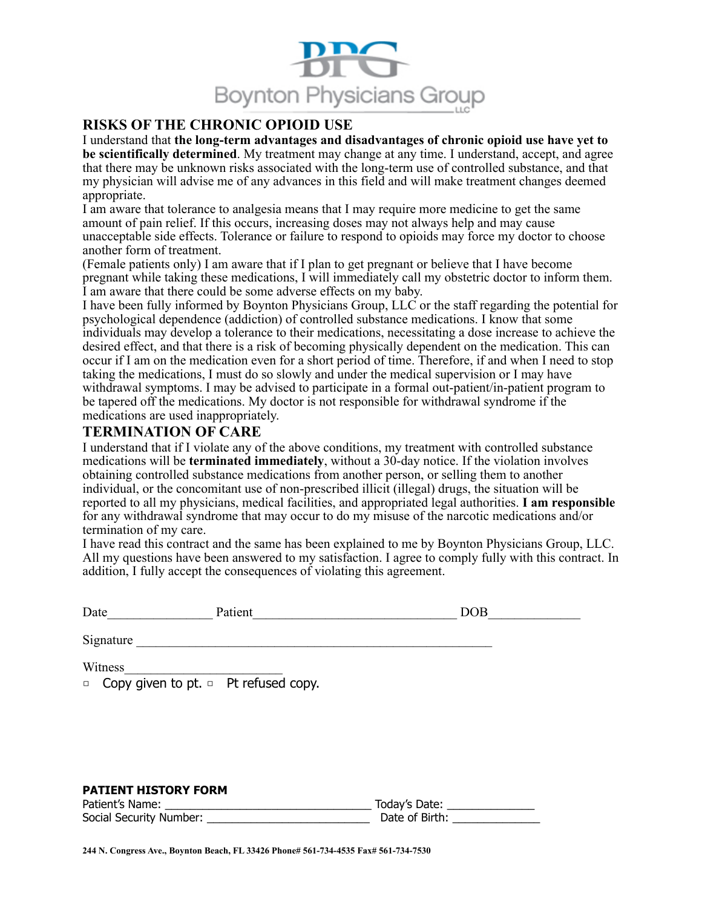Boynton Physicians Group LLC

## RISKS OF THE CHRONIC OPIOID USE

I understand that **the long-term advantages and disadvantages of chronic opioid use have yet to be scientifically determined**. My treatment may change at any time. I understand, accept, and agree that there may be unknown risks associated with the long-term use of controlled substance, and that my physician will advise me of any advances in this field and will make treatment changes deemed appropriate.

I am aware that tolerance to analgesia means that I may require more medicine to get the same amount of pain relief. If this occurs, increasing doses may not always help and may cause unacceptable side effects. Tolerance or failure to respond to opioids may force my doctor to choose another form of treatment.

(Female patients only) I am aware that if I plan to get pregnant or believe that I have become pregnant while taking these medications, I will immediately call my obstetric doctor to inform them. I am aware that there could be some adverse effects on my baby.

I have been fully informed by Boynton Physicians Group, LLC or the staff regarding the potential for psychological dependence (addiction) of controlled substance medications. I know that some individuals may develop a tolerance to their medications, necessitating a dose increase to achieve the desired effect, and that there is a risk of becoming physically dependent on the medication. This can occur if I am on the medication even for a short period of time. Therefore, if and when I need to stop taking the medications, I must do so slowly and under the medical supervision or I may have withdrawal symptoms. I may be advised to participate in a formal out-patient/in-patient program to be tapered off the medications. My doctor is not responsible for withdrawal syndrome if the medications are used inappropriately.

## TERMINATION OF CARE

I understand that if I violate any of the above conditions, my treatment with controlled substance medications will be **terminated immediately**, without a 30-day notice. If the violation involves obtaining controlled substance medications from another person, or selling them to another individual, or the concomitant use of non-prescribed illicit (illegal) drugs, the situation will be reported to all my physicians, medical facilities, and appropriated legal authorities. **I am responsible** for any withdrawal syndrome that may occur to do my misuse of the narcotic medications and/or termination of my care.

I have read this contract and the same has been explained to me by Boynton Physicians Group, LLC. All my questions have been answered to my satisfaction. I agree to comply fully with this contract. In addition, I fully accept the consequences of violating this agreement.

Date________________ Patient_______________________________ DOB______________

Signature ________________________________________________________

Witness________________________

▫ Copy given to pt. ▫ Pt refused copy.

**PATIENT HISTORY FORM**

Patient's Name: _______________________________ Today's Date: _____________

Social Security Number: _________________________ Date of Birth: _____________

**244 N. Congress Ave., Boynton Beach, FL 33426 Phone# 561-734-4535 Fax# 561-734-7530**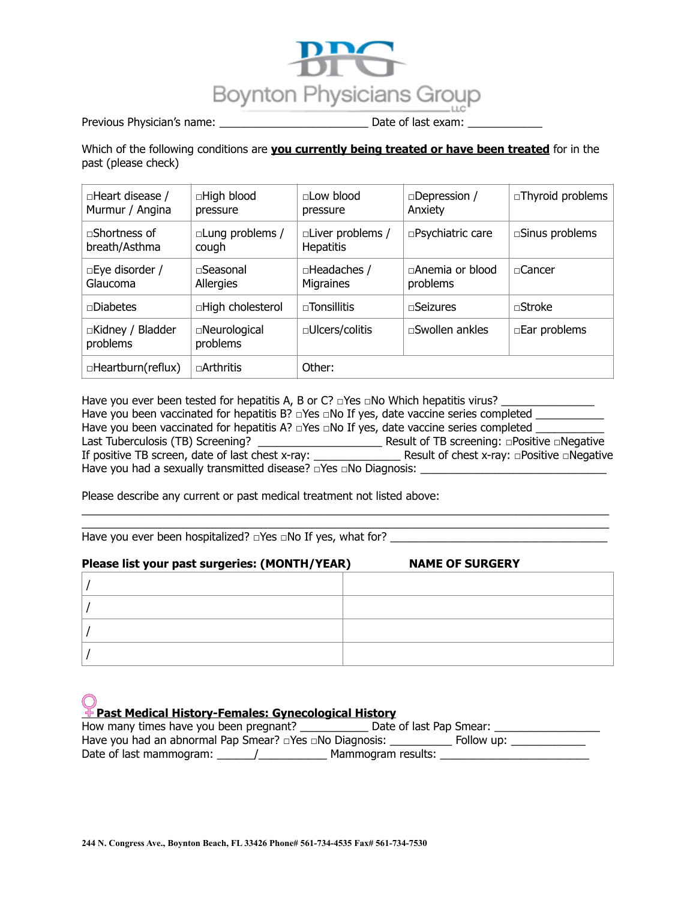# Boynton Physicians Group

Previous Physician's name: ________________________ Date of last exam: ____________

Which of the following conditions are **you currently being treated or have been treated** for in the past (please check)

| | | | | |
|---|---|---|---|---|
| □Heart disease / Murmur / Angina | □High blood pressure | □Low blood pressure | □Depression / Anxiety | □Thyroid problems |
| □Shortness of breath/Asthma | □Lung problems / cough | □Liver problems / Hepatitis | □Psychiatric care | □Sinus problems |
| □Eye disorder / Glaucoma | □Seasonal Allergies | □Headaches / Migraines | □Anemia or blood problems | □Cancer |
| □Diabetes | □High cholesterol | □Tonsillitis | □Seizures | □Stroke |
| □Kidney / Bladder problems | □Neurological problems | □Ulcers/colitis | □Swollen ankles | □Ear problems |
| □Heartburn(reflux) | □Arthritis | Other: | | |

Have you ever been tested for hepatitis A, B or C? □Yes □No Which hepatitis virus? _______________
Have you been vaccinated for hepatitis B? □Yes □No If yes, date vaccine series completed ___________
Have you been vaccinated for hepatitis A? □Yes □No If yes, date vaccine series completed ___________
Last Tuberculosis (TB) Screening? ____________________ Result of TB screening: □Positive □Negative
If positive TB screen, date of last chest x-ray: ______________ Result of chest x-ray: □Positive □Negative
Have you had a sexually transmitted disease? □Yes □No Diagnosis: ______________________________

Please describe any current or past medical treatment not listed above:
______________________________________________________________________________________
______________________________________________________________________________________
Have you ever been hospitalized? □Yes □No If yes, what for? ___________________________________

| Please list your past surgeries: (MONTH/YEAR) | NAME OF SURGERY |
|---|---|
| / | |
| / | |
| / | |
| / | |

## Past Medical History-Females: Gynecological History

How many times have you been pregnant? ___________ Date of last Pap Smear: _________________
Have you had an abnormal Pap Smear? □Yes □No Diagnosis: __________ Follow up: ____________
Date of last mammogram: ______/___________ Mammogram results: ________________________

244 N. Congress Ave., Boynton Beach, FL 33426 Phone# 561-734-4535 Fax# 561-734-7530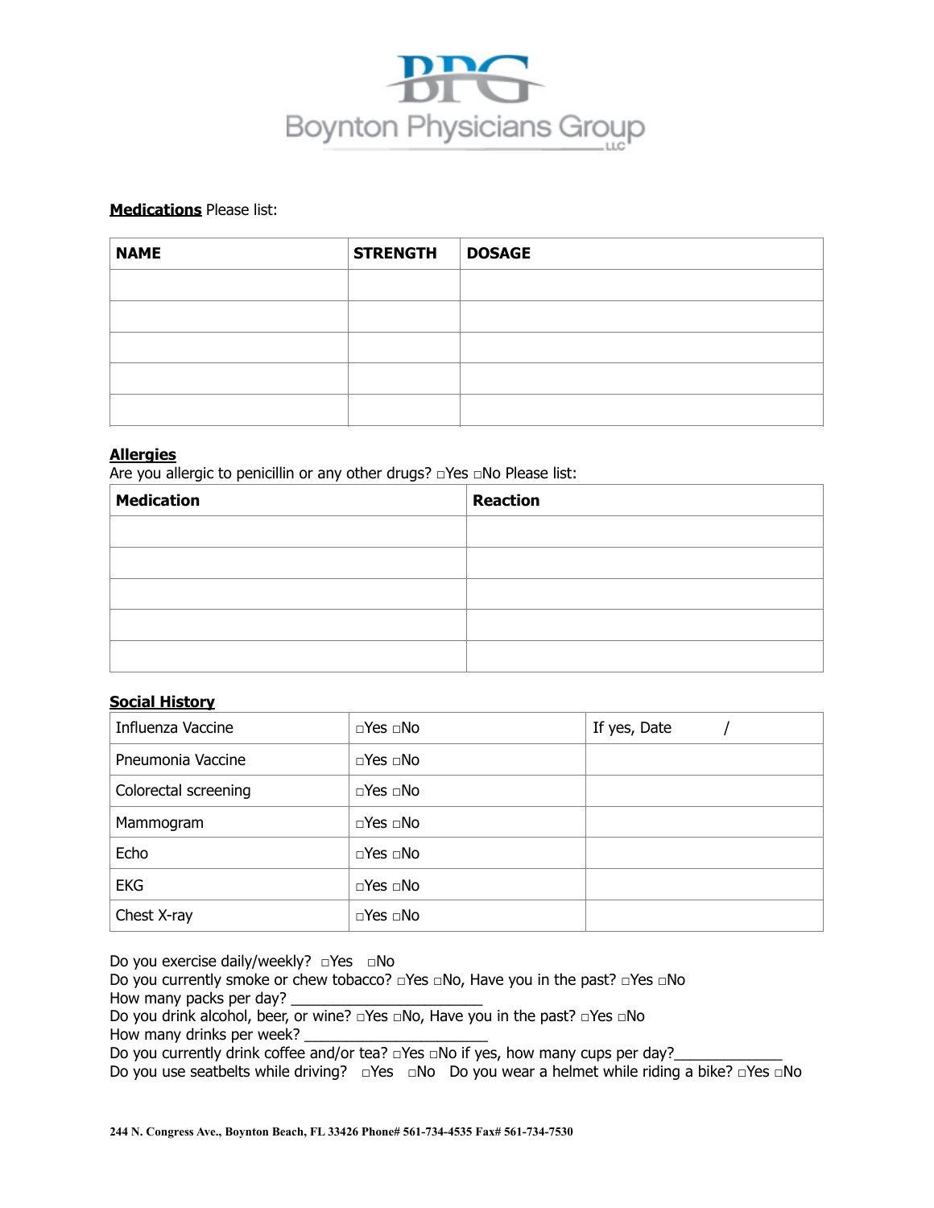Boynton Physicians Group LLC

**Medications** Please list:

| NAME | STRENGTH | DOSAGE |
|---|---|---|
| | | |
| | | |
| | | |
| | | |
| | | |

**Allergies**

Are you allergic to penicillin or any other drugs? □Yes □No Please list:

| Medication | Reaction |
|---|---|
| | |
| | |
| | |
| | |
| | |

**Social History**

| Influenza Vaccine | □Yes □No | If yes, Date / |
|---|---|---|
| Pneumonia Vaccine | □Yes □No | |
| Colorectal screening | □Yes □No | |
| Mammogram | □Yes □No | |
| Echo | □Yes □No | |
| EKG | □Yes □No | |
| Chest X-ray | □Yes □No | |

Do you exercise daily/weekly? □Yes □No

Do you currently smoke or chew tobacco? □Yes □No, Have you in the past? □Yes □No

How many packs per day? ______________________

Do you drink alcohol, beer, or wine? □Yes □No, Have you in the past? □Yes □No

How many drinks per week? ______________________

Do you currently drink coffee and/or tea? □Yes □No if yes, how many cups per day?____________

Do you use seatbelts while driving? □Yes □No Do you wear a helmet while riding a bike? □Yes □No

**244 N. Congress Ave., Boynton Beach, FL 33426 Phone# 561-734-4535 Fax# 561-734-7530**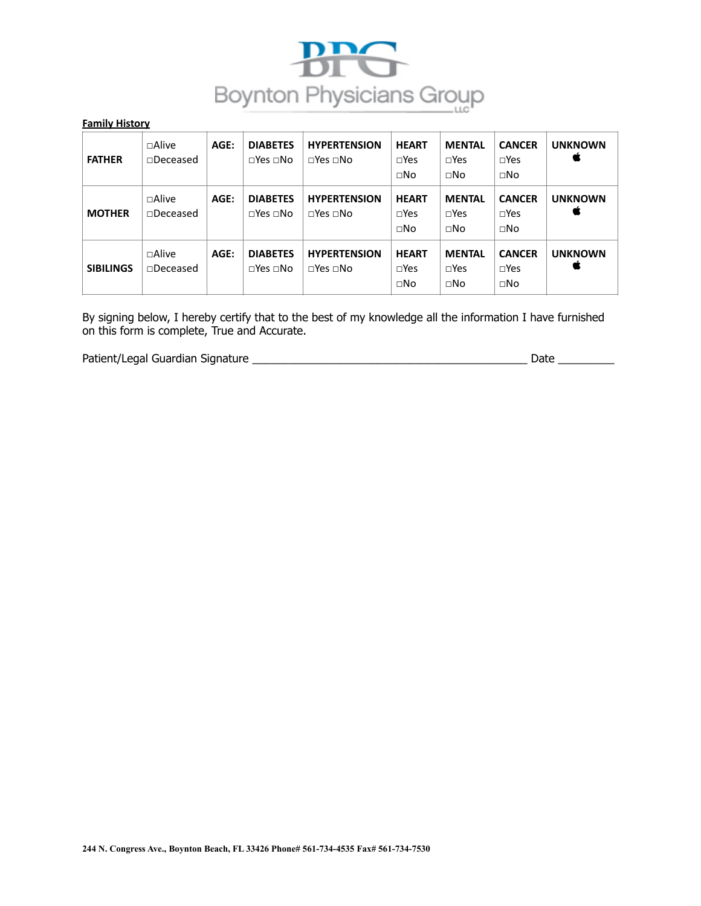BPG

Boynton Physicians Group LLC

**Family History**

| | | | | | | | | |
|---|---|---|---|---|---|---|---|---|
| **FATHER** | □Alive □Deceased | **AGE:** | **DIABETES** □Yes □No | **HYPERTENSION** □Yes □No | **HEART** □Yes □No | **MENTAL** □Yes □No | **CANCER** □Yes □No | **UNKNOWN** |
| **MOTHER** | □Alive □Deceased | **AGE:** | **DIABETES** □Yes □No | **HYPERTENSION** □Yes □No | **HEART** □Yes □No | **MENTAL** □Yes □No | **CANCER** □Yes □No | **UNKNOWN** |
| **SIBILINGS** | □Alive □Deceased | **AGE:** | **DIABETES** □Yes □No | **HYPERTENSION** □Yes □No | **HEART** □Yes □No | **MENTAL** □Yes □No | **CANCER** □Yes □No | **UNKNOWN** |

By signing below, I hereby certify that to the best of my knowledge all the information I have furnished on this form is complete, True and Accurate.

Patient/Legal Guardian Signature ____________________________________________ Date _________

**244 N. Congress Ave., Boynton Beach, FL 33426 Phone# 561-734-4535 Fax# 561-734-7530**